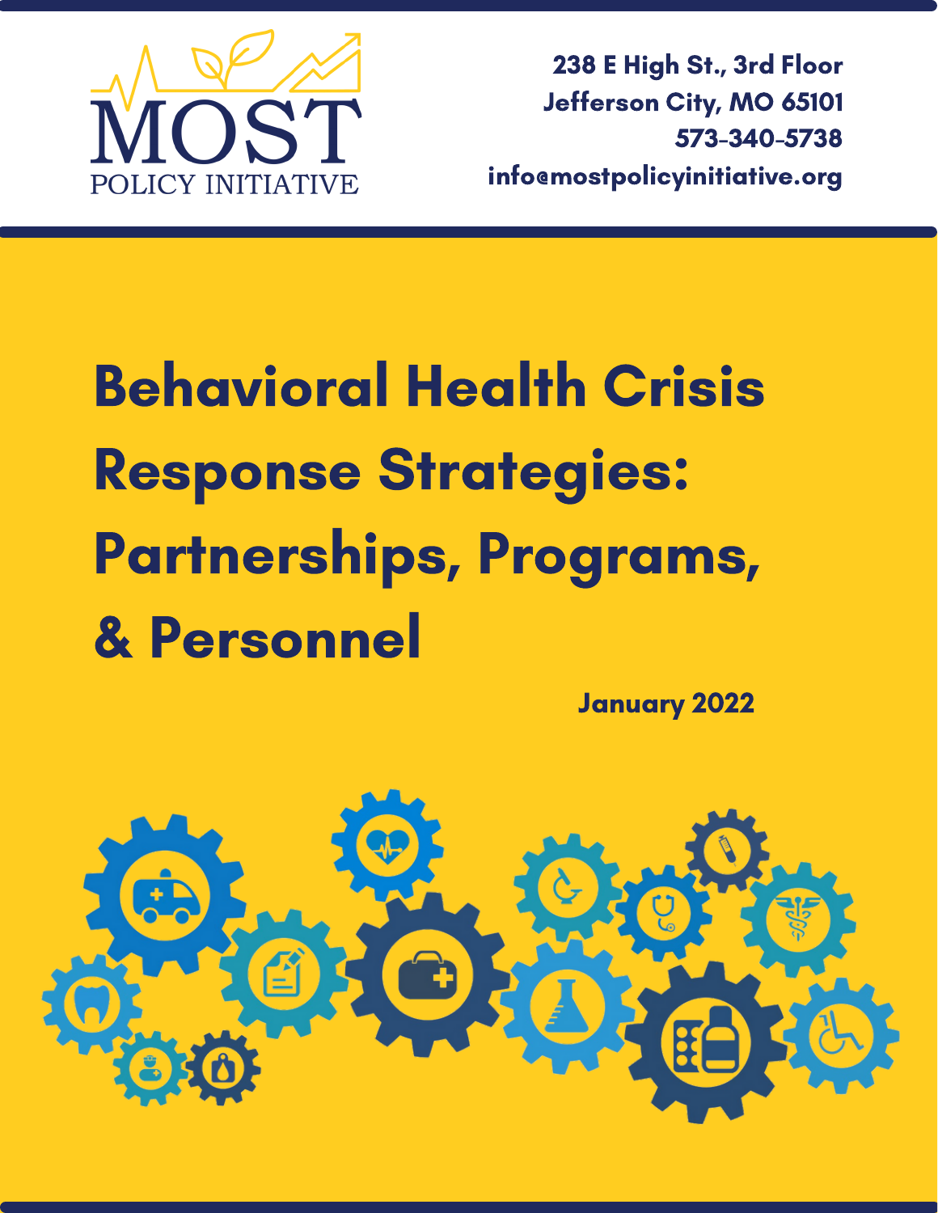MOST

POLICY INITIATIVE

238 E High St., 3rd Floor
Jefferson City, MO 65101
573-340-5738
info@mostpolicyinitiative.org

# Behavioral Health Crisis Response Strategies: Partnerships, Programs, & Personnel

January 2022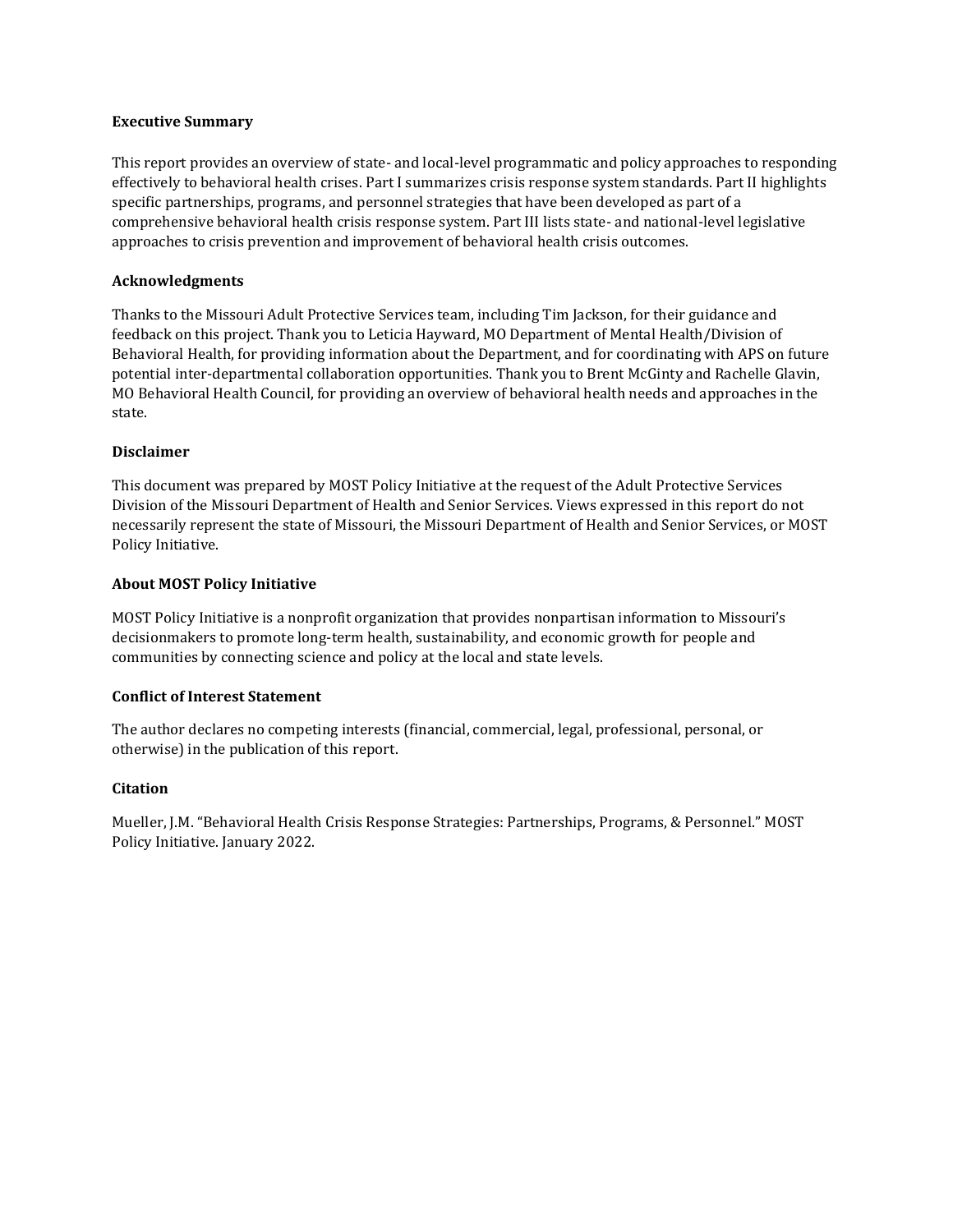## Executive Summary

This report provides an overview of state- and local-level programmatic and policy approaches to responding effectively to behavioral health crises. Part I summarizes crisis response system standards. Part II highlights specific partnerships, programs, and personnel strategies that have been developed as part of a comprehensive behavioral health crisis response system. Part III lists state- and national-level legislative approaches to crisis prevention and improvement of behavioral health crisis outcomes.

## Acknowledgments

Thanks to the Missouri Adult Protective Services team, including Tim Jackson, for their guidance and feedback on this project. Thank you to Leticia Hayward, MO Department of Mental Health/Division of Behavioral Health, for providing information about the Department, and for coordinating with APS on future potential inter-departmental collaboration opportunities. Thank you to Brent McGinty and Rachelle Glavin, MO Behavioral Health Council, for providing an overview of behavioral health needs and approaches in the state.

## Disclaimer

This document was prepared by MOST Policy Initiative at the request of the Adult Protective Services Division of the Missouri Department of Health and Senior Services. Views expressed in this report do not necessarily represent the state of Missouri, the Missouri Department of Health and Senior Services, or MOST Policy Initiative.

## About MOST Policy Initiative

MOST Policy Initiative is a nonprofit organization that provides nonpartisan information to Missouri's decisionmakers to promote long-term health, sustainability, and economic growth for people and communities by connecting science and policy at the local and state levels.

## Conflict of Interest Statement

The author declares no competing interests (financial, commercial, legal, professional, personal, or otherwise) in the publication of this report.

## Citation

Mueller, J.M. "Behavioral Health Crisis Response Strategies: Partnerships, Programs, & Personnel." MOST Policy Initiative. January 2022.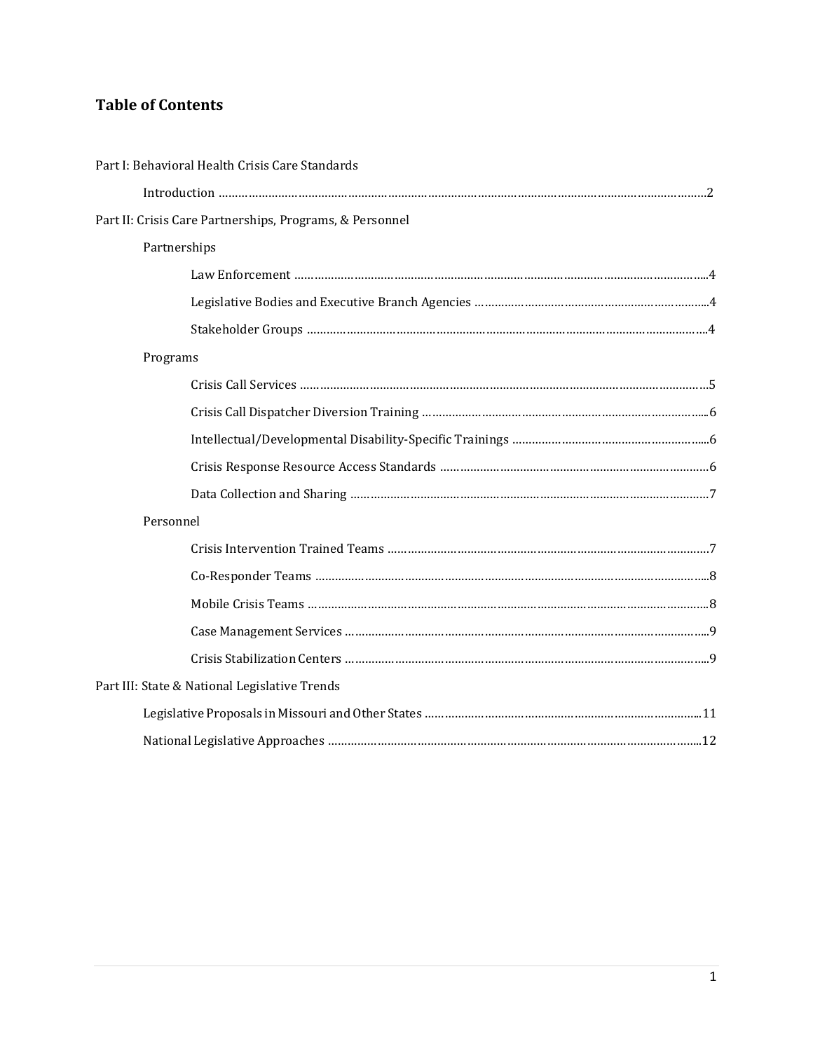## Table of Contents

Part I: Behavioral Health Crisis Care Standards

- Introduction ........................................................................................................................2

Part II: Crisis Care Partnerships, Programs, & Personnel

- Partnerships
  - Law Enforcement ........................................................................................................4
  - Legislative Bodies and Executive Branch Agencies ..................................................4
  - Stakeholder Groups .....................................................................................................4
- Programs
  - Crisis Call Services ......................................................................................................5
  - Crisis Call Dispatcher Diversion Training ..................................................................6
  - Intellectual/Developmental Disability-Specific Trainings ........................................6
  - Crisis Response Resource Access Standards ............................................................6
  - Data Collection and Sharing ........................................................................................7
- Personnel
  - Crisis Intervention Trained Teams ..............................................................................7
  - Co-Responder Teams ...................................................................................................8
  - Mobile Crisis Teams ....................................................................................................8
  - Case Management Services ........................................................................................9
  - Crisis Stabilization Centers .........................................................................................9

Part III: State & National Legislative Trends

- Legislative Proposals in Missouri and Other States ........................................................11
- National Legislative Approaches .......................................................................................12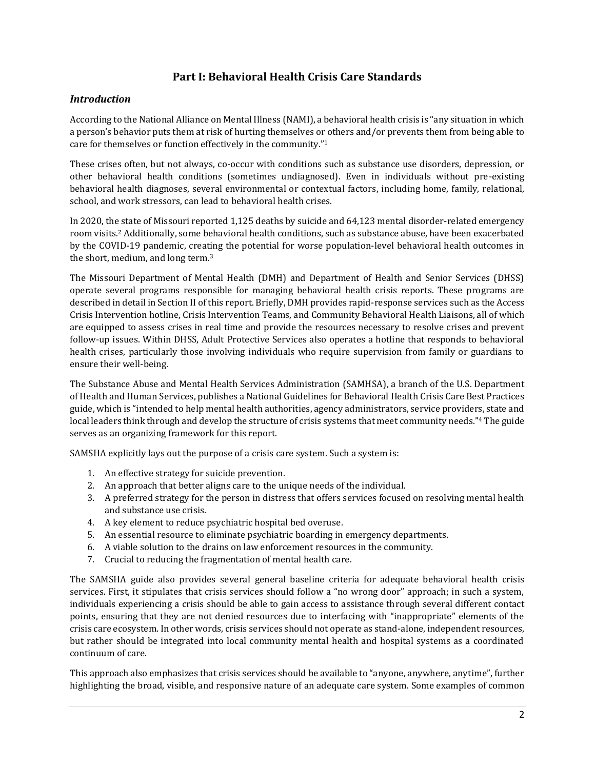# Part I: Behavioral Health Crisis Care Standards

## *Introduction*

According to the National Alliance on Mental Illness (NAMI), a behavioral health crisis is "any situation in which a person's behavior puts them at risk of hurting themselves or others and/or prevents them from being able to care for themselves or function effectively in the community."[1]

These crises often, but not always, co-occur with conditions such as substance use disorders, depression, or other behavioral health conditions (sometimes undiagnosed). Even in individuals without pre-existing behavioral health diagnoses, several environmental or contextual factors, including home, family, relational, school, and work stressors, can lead to behavioral health crises.

In 2020, the state of Missouri reported 1,125 deaths by suicide and 64,123 mental disorder-related emergency room visits.[2] Additionally, some behavioral health conditions, such as substance abuse, have been exacerbated by the COVID-19 pandemic, creating the potential for worse population-level behavioral health outcomes in the short, medium, and long term.[3]

The Missouri Department of Mental Health (DMH) and Department of Health and Senior Services (DHSS) operate several programs responsible for managing behavioral health crisis reports. These programs are described in detail in Section II of this report. Briefly, DMH provides rapid-response services such as the Access Crisis Intervention hotline, Crisis Intervention Teams, and Community Behavioral Health Liaisons, all of which are equipped to assess crises in real time and provide the resources necessary to resolve crises and prevent follow-up issues. Within DHSS, Adult Protective Services also operates a hotline that responds to behavioral health crises, particularly those involving individuals who require supervision from family or guardians to ensure their well-being.

The Substance Abuse and Mental Health Services Administration (SAMHSA), a branch of the U.S. Department of Health and Human Services, publishes a National Guidelines for Behavioral Health Crisis Care Best Practices guide, which is "intended to help mental health authorities, agency administrators, service providers, state and local leaders think through and develop the structure of crisis systems that meet community needs."[4] The guide serves as an organizing framework for this report.

SAMSHA explicitly lays out the purpose of a crisis care system. Such a system is:

1. An effective strategy for suicide prevention.
2. An approach that better aligns care to the unique needs of the individual.
3. A preferred strategy for the person in distress that offers services focused on resolving mental health and substance use crisis.
4. A key element to reduce psychiatric hospital bed overuse.
5. An essential resource to eliminate psychiatric boarding in emergency departments.
6. A viable solution to the drains on law enforcement resources in the community.
7. Crucial to reducing the fragmentation of mental health care.

The SAMSHA guide also provides several general baseline criteria for adequate behavioral health crisis services. First, it stipulates that crisis services should follow a "no wrong door" approach; in such a system, individuals experiencing a crisis should be able to gain access to assistance through several different contact points, ensuring that they are not denied resources due to interfacing with "inappropriate" elements of the crisis care ecosystem. In other words, crisis services should not operate as stand-alone, independent resources, but rather should be integrated into local community mental health and hospital systems as a coordinated continuum of care.

This approach also emphasizes that crisis services should be available to "anyone, anywhere, anytime", further highlighting the broad, visible, and responsive nature of an adequate care system. Some examples of common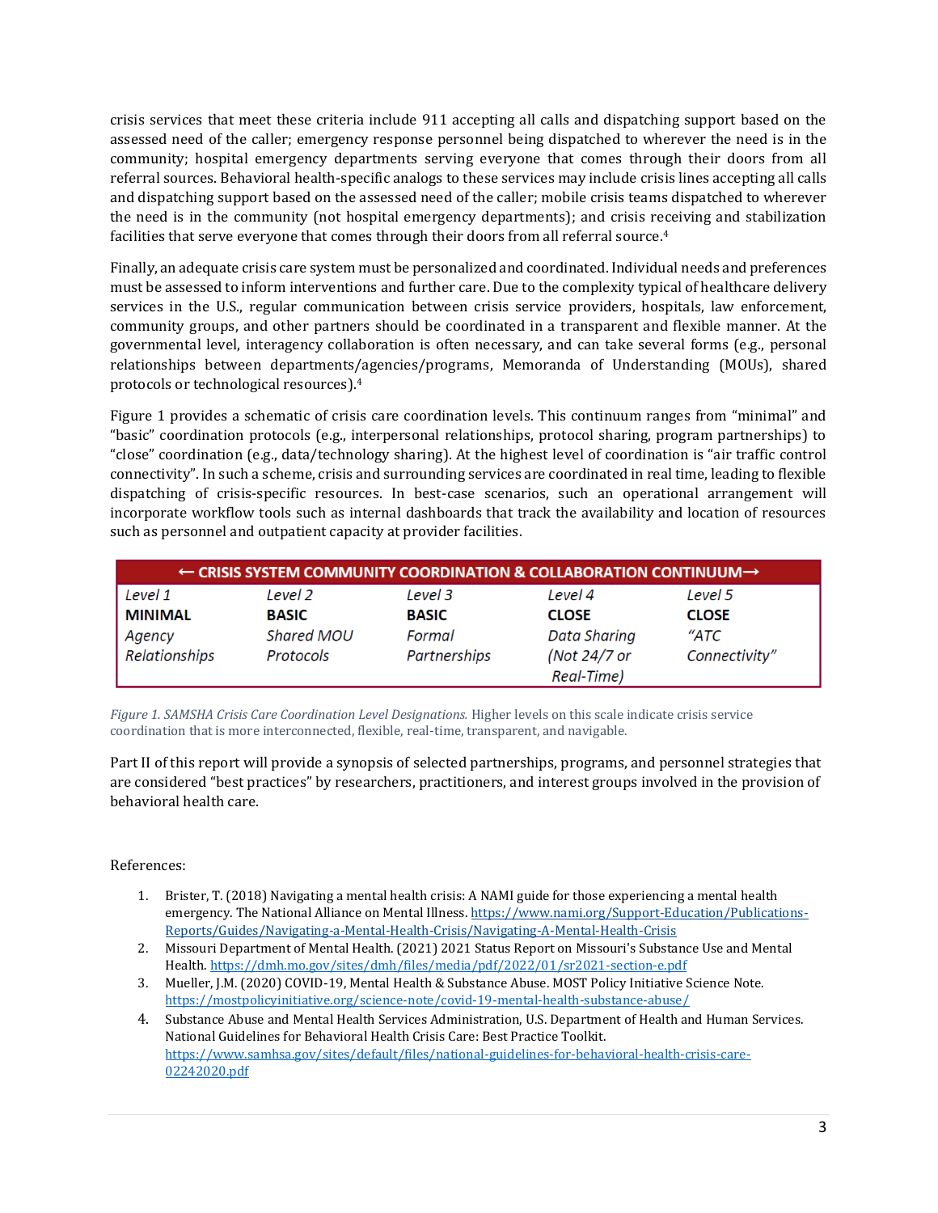crisis services that meet these criteria include 911 accepting all calls and dispatching support based on the assessed need of the caller; emergency response personnel being dispatched to wherever the need is in the community; hospital emergency departments serving everyone that comes through their doors from all referral sources. Behavioral health-specific analogs to these services may include crisis lines accepting all calls and dispatching support based on the assessed need of the caller; mobile crisis teams dispatched to wherever the need is in the community (not hospital emergency departments); and crisis receiving and stabilization facilities that serve everyone that comes through their doors from all referral source.[4]

Finally, an adequate crisis care system must be personalized and coordinated. Individual needs and preferences must be assessed to inform interventions and further care. Due to the complexity typical of healthcare delivery services in the U.S., regular communication between crisis service providers, hospitals, law enforcement, community groups, and other partners should be coordinated in a transparent and flexible manner. At the governmental level, interagency collaboration is often necessary, and can take several forms (e.g., personal relationships between departments/agencies/programs, Memoranda of Understanding (MOUs), shared protocols or technological resources).[4]

Figure 1 provides a schematic of crisis care coordination levels. This continuum ranges from "minimal" and "basic" coordination protocols (e.g., interpersonal relationships, protocol sharing, program partnerships) to "close" coordination (e.g., data/technology sharing). At the highest level of coordination is "air traffic control connectivity". In such a scheme, crisis and surrounding services are coordinated in real time, leading to flexible dispatching of crisis-specific resources. In best-case scenarios, such an operational arrangement will incorporate workflow tools such as internal dashboards that track the availability and location of resources such as personnel and outpatient capacity at provider facilities.

| ← CRISIS SYSTEM COMMUNITY COORDINATION & COLLABORATION CONTINUUM → | | | | |
|---|---|---|---|---|
| *Level 1* | *Level 2* | *Level 3* | *Level 4* | *Level 5* |
| **MINIMAL** | **BASIC** | **BASIC** | **CLOSE** | **CLOSE** |
| *Agency Relationships* | *Shared MOU Protocols* | *Formal Partnerships* | *Data Sharing (Not 24/7 or Real-Time)* | *"ATC Connectivity"* |

*Figure 1. SAMSHA Crisis Care Coordination Level Designations.* Higher levels on this scale indicate crisis service coordination that is more interconnected, flexible, real-time, transparent, and navigable.

Part II of this report will provide a synopsis of selected partnerships, programs, and personnel strategies that are considered "best practices" by researchers, practitioners, and interest groups involved in the provision of behavioral health care.

References:

1. Brister, T. (2018) Navigating a mental health crisis: A NAMI guide for those experiencing a mental health emergency. The National Alliance on Mental Illness. https://www.nami.org/Support-Education/Publications-Reports/Guides/Navigating-a-Mental-Health-Crisis/Navigating-A-Mental-Health-Crisis
2. Missouri Department of Mental Health. (2021) 2021 Status Report on Missouri's Substance Use and Mental Health. https://dmh.mo.gov/sites/dmh/files/media/pdf/2022/01/sr2021-section-e.pdf
3. Mueller, J.M. (2020) COVID-19, Mental Health & Substance Abuse. MOST Policy Initiative Science Note. https://mostpolicyinitiative.org/science-note/covid-19-mental-health-substance-abuse/
4. Substance Abuse and Mental Health Services Administration, U.S. Department of Health and Human Services. National Guidelines for Behavioral Health Crisis Care: Best Practice Toolkit. https://www.samhsa.gov/sites/default/files/national-guidelines-for-behavioral-health-crisis-care-02242020.pdf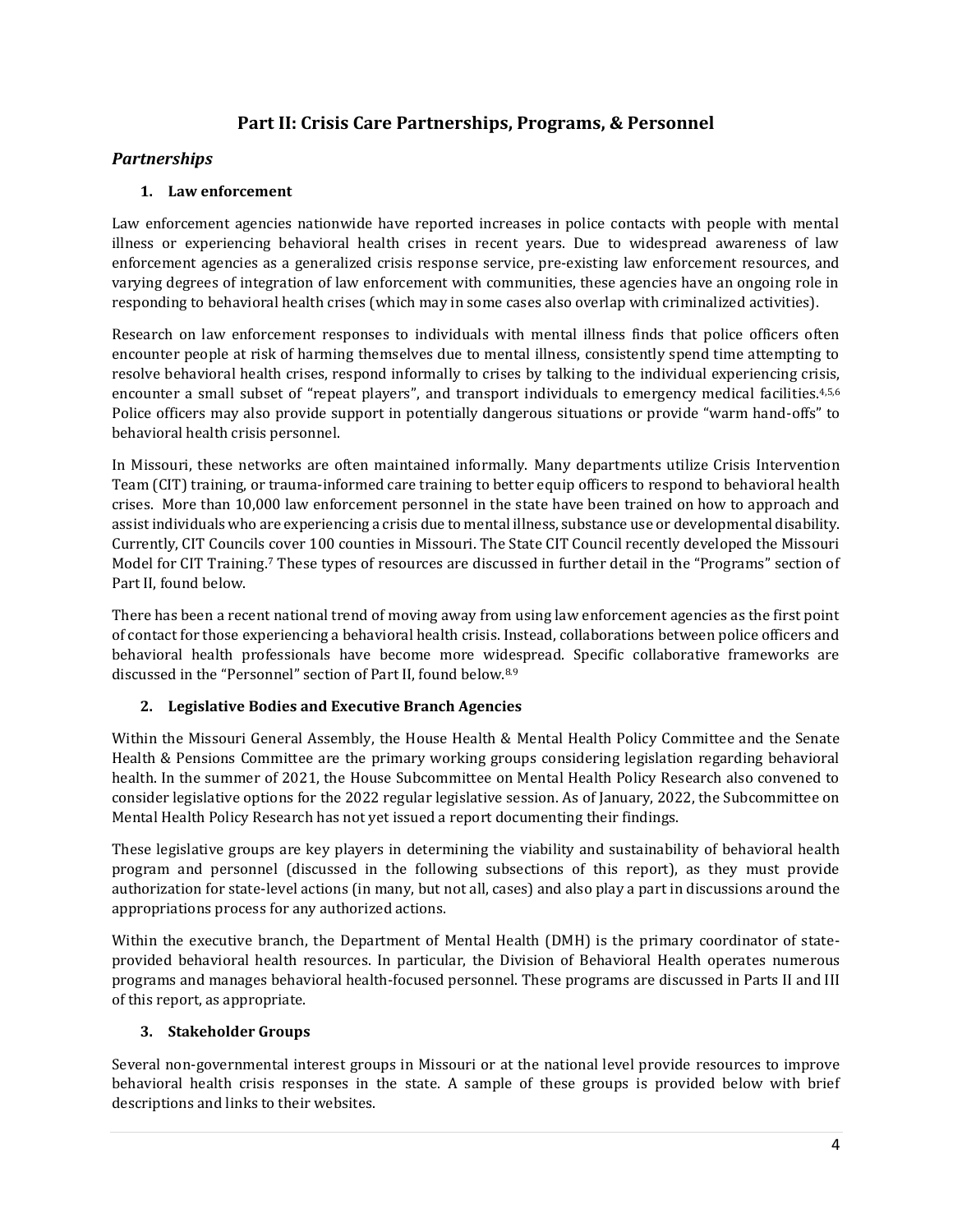## Part II: Crisis Care Partnerships, Programs, & Personnel

### *Partnerships*

#### 1. Law enforcement

Law enforcement agencies nationwide have reported increases in police contacts with people with mental illness or experiencing behavioral health crises in recent years. Due to widespread awareness of law enforcement agencies as a generalized crisis response service, pre-existing law enforcement resources, and varying degrees of integration of law enforcement with communities, these agencies have an ongoing role in responding to behavioral health crises (which may in some cases also overlap with criminalized activities).

Research on law enforcement responses to individuals with mental illness finds that police officers often encounter people at risk of harming themselves due to mental illness, consistently spend time attempting to resolve behavioral health crises, respond informally to crises by talking to the individual experiencing crisis, encounter a small subset of "repeat players", and transport individuals to emergency medical facilities.[4,5,6] Police officers may also provide support in potentially dangerous situations or provide "warm hand-offs" to behavioral health crisis personnel.

In Missouri, these networks are often maintained informally. Many departments utilize Crisis Intervention Team (CIT) training, or trauma-informed care training to better equip officers to respond to behavioral health crises. More than 10,000 law enforcement personnel in the state have been trained on how to approach and assist individuals who are experiencing a crisis due to mental illness, substance use or developmental disability. Currently, CIT Councils cover 100 counties in Missouri. The State CIT Council recently developed the Missouri Model for CIT Training.[7] These types of resources are discussed in further detail in the "Programs" section of Part II, found below.

There has been a recent national trend of moving away from using law enforcement agencies as the first point of contact for those experiencing a behavioral health crisis. Instead, collaborations between police officers and behavioral health professionals have become more widespread. Specific collaborative frameworks are discussed in the "Personnel" section of Part II, found below.[8,9]

#### 2. Legislative Bodies and Executive Branch Agencies

Within the Missouri General Assembly, the House Health & Mental Health Policy Committee and the Senate Health & Pensions Committee are the primary working groups considering legislation regarding behavioral health. In the summer of 2021, the House Subcommittee on Mental Health Policy Research also convened to consider legislative options for the 2022 regular legislative session. As of January, 2022, the Subcommittee on Mental Health Policy Research has not yet issued a report documenting their findings.

These legislative groups are key players in determining the viability and sustainability of behavioral health program and personnel (discussed in the following subsections of this report), as they must provide authorization for state-level actions (in many, but not all, cases) and also play a part in discussions around the appropriations process for any authorized actions.

Within the executive branch, the Department of Mental Health (DMH) is the primary coordinator of state-provided behavioral health resources. In particular, the Division of Behavioral Health operates numerous programs and manages behavioral health-focused personnel. These programs are discussed in Parts II and III of this report, as appropriate.

#### 3. Stakeholder Groups

Several non-governmental interest groups in Missouri or at the national level provide resources to improve behavioral health crisis responses in the state. A sample of these groups is provided below with brief descriptions and links to their websites.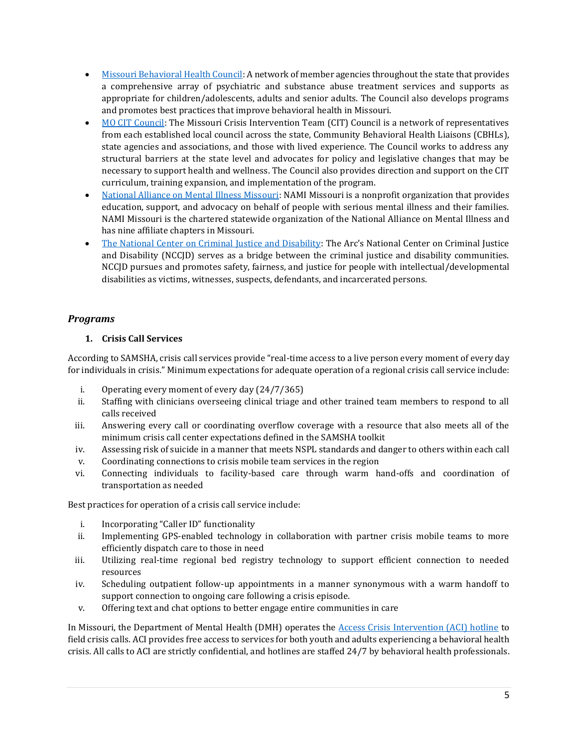- [Missouri Behavioral Health Council](): A network of member agencies throughout the state that provides a comprehensive array of psychiatric and substance abuse treatment services and supports as appropriate for children/adolescents, adults and senior adults. The Council also develops programs and promotes best practices that improve behavioral health in Missouri.
- [MO CIT Council](): The Missouri Crisis Intervention Team (CIT) Council is a network of representatives from each established local council across the state, Community Behavioral Health Liaisons (CBHLs), state agencies and associations, and those with lived experience. The Council works to address any structural barriers at the state level and advocates for policy and legislative changes that may be necessary to support health and wellness. The Council also provides direction and support on the CIT curriculum, training expansion, and implementation of the program.
- [National Alliance on Mental Illness Missouri](): NAMI Missouri is a nonprofit organization that provides education, support, and advocacy on behalf of people with serious mental illness and their families. NAMI Missouri is the chartered statewide organization of the National Alliance on Mental Illness and has nine affiliate chapters in Missouri.
- [The National Center on Criminal Justice and Disability](): The Arc's National Center on Criminal Justice and Disability (NCCJD) serves as a bridge between the criminal justice and disability communities. NCCJD pursues and promotes safety, fairness, and justice for people with intellectual/developmental disabilities as victims, witnesses, suspects, defendants, and incarcerated persons.

### *Programs*

**1. Crisis Call Services**

According to SAMSHA, crisis call services provide "real-time access to a live person every moment of every day for individuals in crisis." Minimum expectations for adequate operation of a regional crisis call service include:

i. Operating every moment of every day (24/7/365)
ii. Staffing with clinicians overseeing clinical triage and other trained team members to respond to all calls received
iii. Answering every call or coordinating overflow coverage with a resource that also meets all of the minimum crisis call center expectations defined in the SAMSHA toolkit
iv. Assessing risk of suicide in a manner that meets NSPL standards and danger to others within each call
v. Coordinating connections to crisis mobile team services in the region
vi. Connecting individuals to facility-based care through warm hand-offs and coordination of transportation as needed

Best practices for operation of a crisis call service include:

i. Incorporating "Caller ID" functionality
ii. Implementing GPS-enabled technology in collaboration with partner crisis mobile teams to more efficiently dispatch care to those in need
iii. Utilizing real-time regional bed registry technology to support efficient connection to needed resources
iv. Scheduling outpatient follow-up appointments in a manner synonymous with a warm handoff to support connection to ongoing care following a crisis episode.
v. Offering text and chat options to better engage entire communities in care

In Missouri, the Department of Mental Health (DMH) operates the [Access Crisis Intervention (ACI) hotline]() to field crisis calls. ACI provides free access to services for both youth and adults experiencing a behavioral health crisis. All calls to ACI are strictly confidential, and hotlines are staffed 24/7 by behavioral health professionals.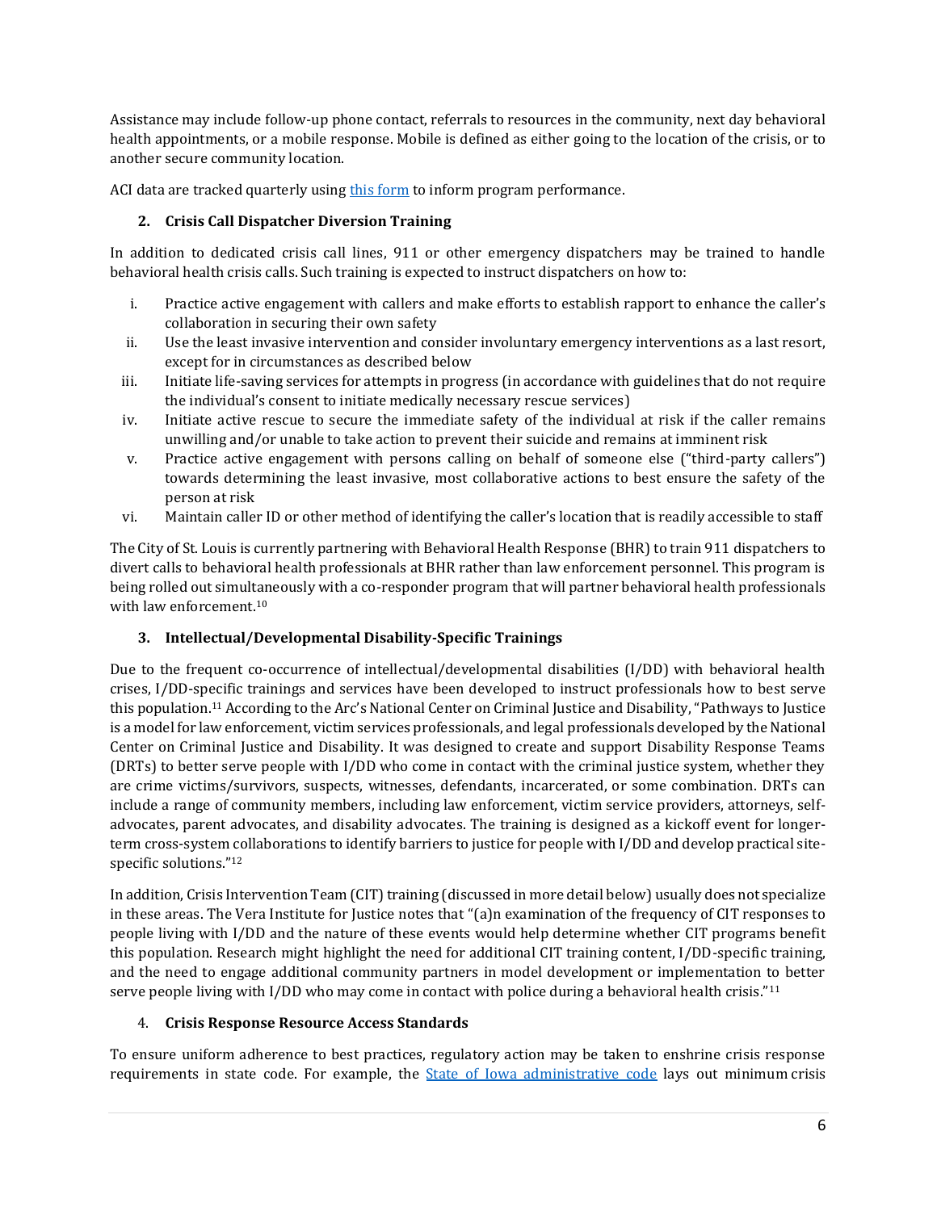Assistance may include follow-up phone contact, referrals to resources in the community, next day behavioral health appointments, or a mobile response. Mobile is defined as either going to the location of the crisis, or to another secure community location.

ACI data are tracked quarterly using [this form](#) to inform program performance.

### 2. Crisis Call Dispatcher Diversion Training

In addition to dedicated crisis call lines, 911 or other emergency dispatchers may be trained to handle behavioral health crisis calls. Such training is expected to instruct dispatchers on how to:

i. Practice active engagement with callers and make efforts to establish rapport to enhance the caller's collaboration in securing their own safety
ii. Use the least invasive intervention and consider involuntary emergency interventions as a last resort, except for in circumstances as described below
iii. Initiate life-saving services for attempts in progress (in accordance with guidelines that do not require the individual's consent to initiate medically necessary rescue services)
iv. Initiate active rescue to secure the immediate safety of the individual at risk if the caller remains unwilling and/or unable to take action to prevent their suicide and remains at imminent risk
v. Practice active engagement with persons calling on behalf of someone else ("third-party callers") towards determining the least invasive, most collaborative actions to best ensure the safety of the person at risk
vi. Maintain caller ID or other method of identifying the caller's location that is readily accessible to staff

The City of St. Louis is currently partnering with Behavioral Health Response (BHR) to train 911 dispatchers to divert calls to behavioral health professionals at BHR rather than law enforcement personnel. This program is being rolled out simultaneously with a co-responder program that will partner behavioral health professionals with law enforcement.[10]

### 3. Intellectual/Developmental Disability-Specific Trainings

Due to the frequent co-occurrence of intellectual/developmental disabilities (I/DD) with behavioral health crises, I/DD-specific trainings and services have been developed to instruct professionals how to best serve this population.[11] According to the Arc's National Center on Criminal Justice and Disability, "Pathways to Justice is a model for law enforcement, victim services professionals, and legal professionals developed by the National Center on Criminal Justice and Disability. It was designed to create and support Disability Response Teams (DRTs) to better serve people with I/DD who come in contact with the criminal justice system, whether they are crime victims/survivors, suspects, witnesses, defendants, incarcerated, or some combination. DRTs can include a range of community members, including law enforcement, victim service providers, attorneys, self-advocates, parent advocates, and disability advocates. The training is designed as a kickoff event for longer-term cross-system collaborations to identify barriers to justice for people with I/DD and develop practical site-specific solutions."[12]

In addition, Crisis Intervention Team (CIT) training (discussed in more detail below) usually does not specialize in these areas. The Vera Institute for Justice notes that "(a)n examination of the frequency of CIT responses to people living with I/DD and the nature of these events would help determine whether CIT programs benefit this population. Research might highlight the need for additional CIT training content, I/DD-specific training, and the need to engage additional community partners in model development or implementation to better serve people living with I/DD who may come in contact with police during a behavioral health crisis."[11]

### 4. Crisis Response Resource Access Standards

To ensure uniform adherence to best practices, regulatory action may be taken to enshrine crisis response requirements in state code. For example, the [State of Iowa administrative code](#) lays out minimum crisis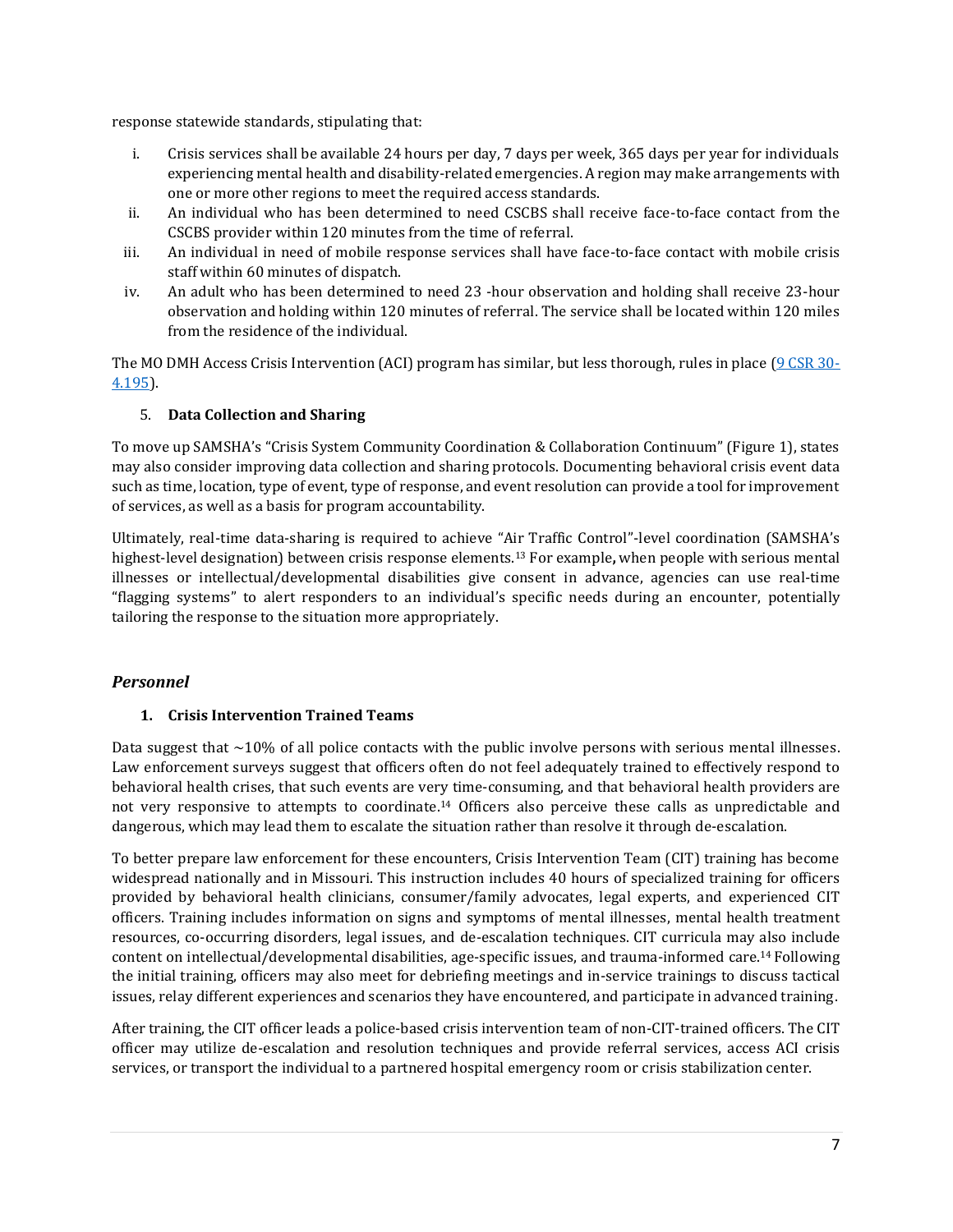response statewide standards, stipulating that:

i. Crisis services shall be available 24 hours per day, 7 days per week, 365 days per year for individuals experiencing mental health and disability-related emergencies. A region may make arrangements with one or more other regions to meet the required access standards.
ii. An individual who has been determined to need CSCBS shall receive face-to-face contact from the CSCBS provider within 120 minutes from the time of referral.
iii. An individual in need of mobile response services shall have face-to-face contact with mobile crisis staff within 60 minutes of dispatch.
iv. An adult who has been determined to need 23 -hour observation and holding shall receive 23-hour observation and holding within 120 minutes of referral. The service shall be located within 120 miles from the residence of the individual.

The MO DMH Access Crisis Intervention (ACI) program has similar, but less thorough, rules in place (9 CSR 30-4.195).

5. **Data Collection and Sharing**

To move up SAMSHA's "Crisis System Community Coordination & Collaboration Continuum" (Figure 1), states may also consider improving data collection and sharing protocols. Documenting behavioral crisis event data such as time, location, type of event, type of response, and event resolution can provide a tool for improvement of services, as well as a basis for program accountability.

Ultimately, real-time data-sharing is required to achieve "Air Traffic Control"-level coordination (SAMSHA's highest-level designation) between crisis response elements.[13] For example**,** when people with serious mental illnesses or intellectual/developmental disabilities give consent in advance, agencies can use real-time "flagging systems" to alert responders to an individual's specific needs during an encounter, potentially tailoring the response to the situation more appropriately.

## *Personnel*

1. **Crisis Intervention Trained Teams**

Data suggest that ~10% of all police contacts with the public involve persons with serious mental illnesses. Law enforcement surveys suggest that officers often do not feel adequately trained to effectively respond to behavioral health crises, that such events are very time-consuming, and that behavioral health providers are not very responsive to attempts to coordinate.[14] Officers also perceive these calls as unpredictable and dangerous, which may lead them to escalate the situation rather than resolve it through de-escalation.

To better prepare law enforcement for these encounters, Crisis Intervention Team (CIT) training has become widespread nationally and in Missouri. This instruction includes 40 hours of specialized training for officers provided by behavioral health clinicians, consumer/family advocates, legal experts, and experienced CIT officers. Training includes information on signs and symptoms of mental illnesses, mental health treatment resources, co-occurring disorders, legal issues, and de-escalation techniques. CIT curricula may also include content on intellectual/developmental disabilities, age-specific issues, and trauma-informed care.[14] Following the initial training, officers may also meet for debriefing meetings and in-service trainings to discuss tactical issues, relay different experiences and scenarios they have encountered, and participate in advanced training.

After training, the CIT officer leads a police-based crisis intervention team of non-CIT-trained officers. The CIT officer may utilize de-escalation and resolution techniques and provide referral services, access ACI crisis services, or transport the individual to a partnered hospital emergency room or crisis stabilization center.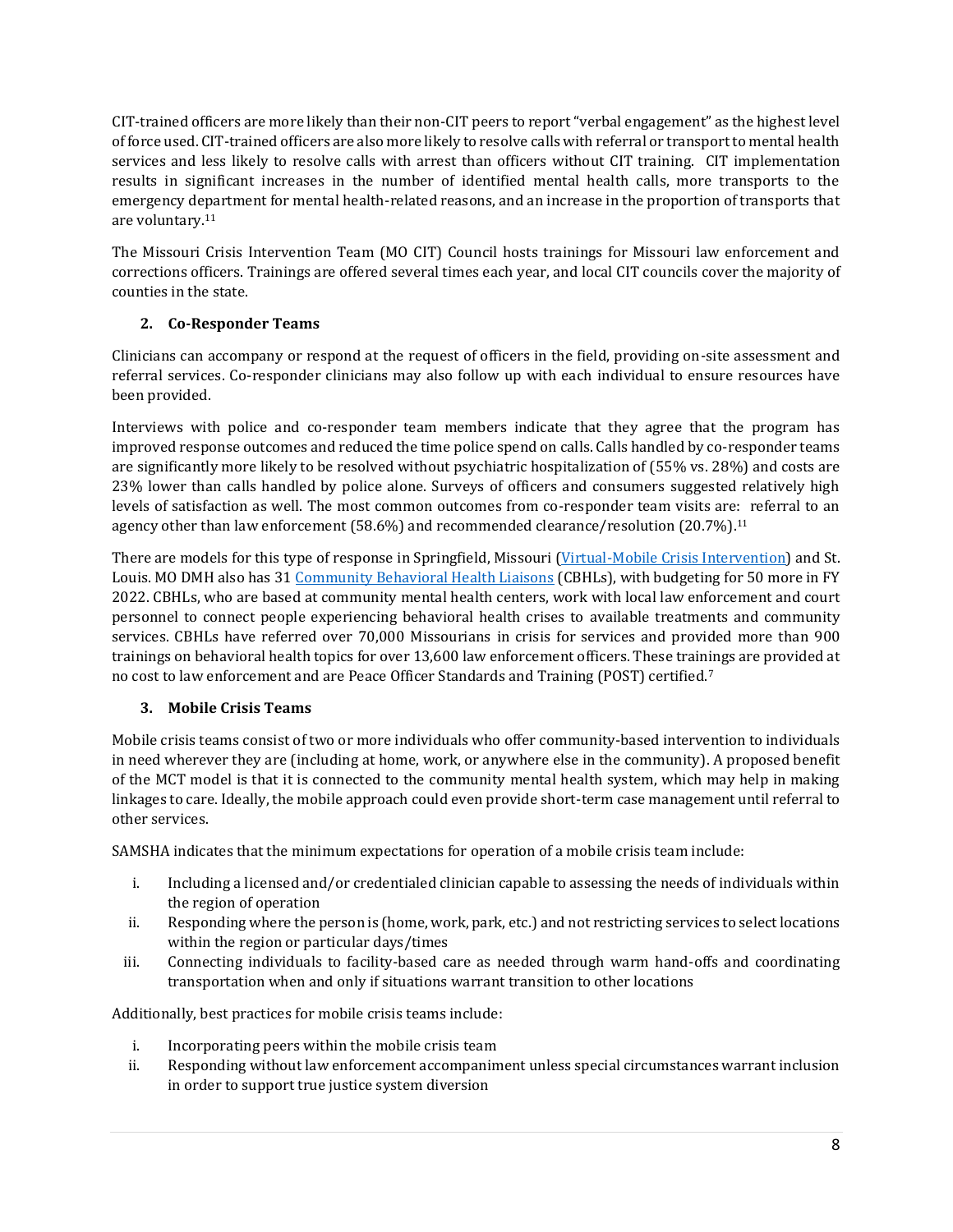CIT-trained officers are more likely than their non-CIT peers to report "verbal engagement" as the highest level of force used. CIT-trained officers are also more likely to resolve calls with referral or transport to mental health services and less likely to resolve calls with arrest than officers without CIT training. CIT implementation results in significant increases in the number of identified mental health calls, more transports to the emergency department for mental health-related reasons, and an increase in the proportion of transports that are voluntary.[11]

The Missouri Crisis Intervention Team (MO CIT) Council hosts trainings for Missouri law enforcement and corrections officers. Trainings are offered several times each year, and local CIT councils cover the majority of counties in the state.

### 2. Co-Responder Teams

Clinicians can accompany or respond at the request of officers in the field, providing on-site assessment and referral services. Co-responder clinicians may also follow up with each individual to ensure resources have been provided.

Interviews with police and co-responder team members indicate that they agree that the program has improved response outcomes and reduced the time police spend on calls. Calls handled by co-responder teams are significantly more likely to be resolved without psychiatric hospitalization of (55% vs. 28%) and costs are 23% lower than calls handled by police alone. Surveys of officers and consumers suggested relatively high levels of satisfaction as well. The most common outcomes from co-responder team visits are: referral to an agency other than law enforcement (58.6%) and recommended clearance/resolution (20.7%).[11]

There are models for this type of response in Springfield, Missouri (Virtual-Mobile Crisis Intervention) and St. Louis. MO DMH also has 31 Community Behavioral Health Liaisons (CBHLs), with budgeting for 50 more in FY 2022. CBHLs, who are based at community mental health centers, work with local law enforcement and court personnel to connect people experiencing behavioral health crises to available treatments and community services. CBHLs have referred over 70,000 Missourians in crisis for services and provided more than 900 trainings on behavioral health topics for over 13,600 law enforcement officers. These trainings are provided at no cost to law enforcement and are Peace Officer Standards and Training (POST) certified.[7]

### 3. Mobile Crisis Teams

Mobile crisis teams consist of two or more individuals who offer community-based intervention to individuals in need wherever they are (including at home, work, or anywhere else in the community). A proposed benefit of the MCT model is that it is connected to the community mental health system, which may help in making linkages to care. Ideally, the mobile approach could even provide short-term case management until referral to other services.

SAMSHA indicates that the minimum expectations for operation of a mobile crisis team include:

i. Including a licensed and/or credentialed clinician capable to assessing the needs of individuals within the region of operation
ii. Responding where the person is (home, work, park, etc.) and not restricting services to select locations within the region or particular days/times
iii. Connecting individuals to facility-based care as needed through warm hand-offs and coordinating transportation when and only if situations warrant transition to other locations

Additionally, best practices for mobile crisis teams include:

i. Incorporating peers within the mobile crisis team
ii. Responding without law enforcement accompaniment unless special circumstances warrant inclusion in order to support true justice system diversion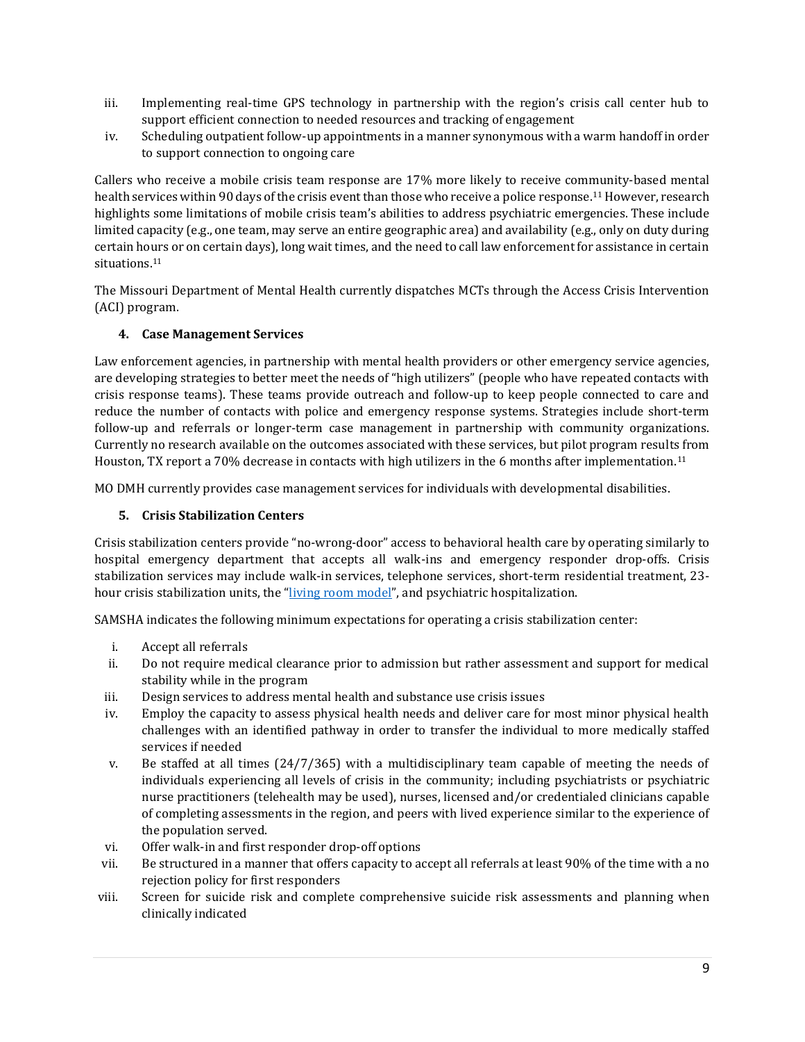iii. Implementing real-time GPS technology in partnership with the region's crisis call center hub to support efficient connection to needed resources and tracking of engagement
iv. Scheduling outpatient follow-up appointments in a manner synonymous with a warm handoff in order to support connection to ongoing care

Callers who receive a mobile crisis team response are 17% more likely to receive community-based mental health services within 90 days of the crisis event than those who receive a police response.[11] However, research highlights some limitations of mobile crisis team's abilities to address psychiatric emergencies. These include limited capacity (e.g., one team, may serve an entire geographic area) and availability (e.g., only on duty during certain hours or on certain days), long wait times, and the need to call law enforcement for assistance in certain situations.[11]

The Missouri Department of Mental Health currently dispatches MCTs through the Access Crisis Intervention (ACI) program.

**4. Case Management Services**

Law enforcement agencies, in partnership with mental health providers or other emergency service agencies, are developing strategies to better meet the needs of "high utilizers" (people who have repeated contacts with crisis response teams). These teams provide outreach and follow-up to keep people connected to care and reduce the number of contacts with police and emergency response systems. Strategies include short-term follow-up and referrals or longer-term case management in partnership with community organizations. Currently no research available on the outcomes associated with these services, but pilot program results from Houston, TX report a 70% decrease in contacts with high utilizers in the 6 months after implementation.[11]

MO DMH currently provides case management services for individuals with developmental disabilities.

**5. Crisis Stabilization Centers**

Crisis stabilization centers provide "no-wrong-door" access to behavioral health care by operating similarly to hospital emergency department that accepts all walk-ins and emergency responder drop-offs. Crisis stabilization services may include walk-in services, telephone services, short-term residential treatment, 23-hour crisis stabilization units, the "living room model", and psychiatric hospitalization.

SAMSHA indicates the following minimum expectations for operating a crisis stabilization center:

i. Accept all referrals
ii. Do not require medical clearance prior to admission but rather assessment and support for medical stability while in the program
iii. Design services to address mental health and substance use crisis issues
iv. Employ the capacity to assess physical health needs and deliver care for most minor physical health challenges with an identified pathway in order to transfer the individual to more medically staffed services if needed
v. Be staffed at all times (24/7/365) with a multidisciplinary team capable of meeting the needs of individuals experiencing all levels of crisis in the community; including psychiatrists or psychiatric nurse practitioners (telehealth may be used), nurses, licensed and/or credentialed clinicians capable of completing assessments in the region, and peers with lived experience similar to the experience of the population served.
vi. Offer walk-in and first responder drop-off options
vii. Be structured in a manner that offers capacity to accept all referrals at least 90% of the time with a no rejection policy for first responders
viii. Screen for suicide risk and complete comprehensive suicide risk assessments and planning when clinically indicated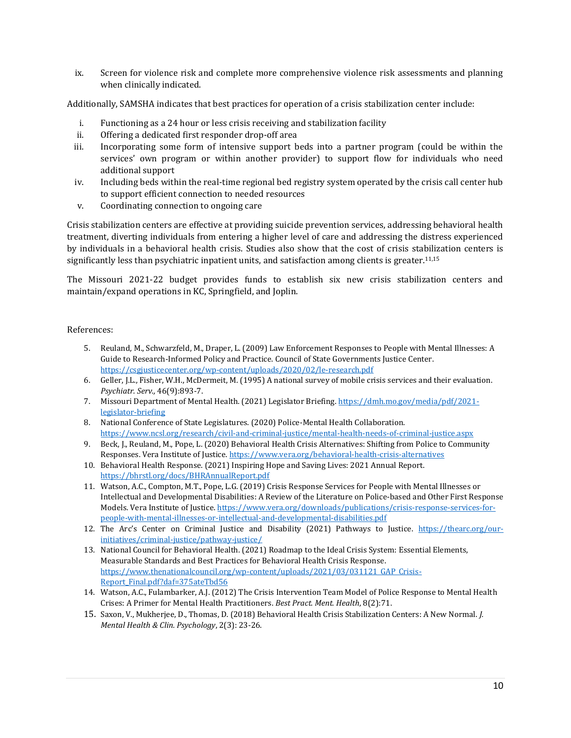ix. Screen for violence risk and complete more comprehensive violence risk assessments and planning when clinically indicated.

Additionally, SAMSHA indicates that best practices for operation of a crisis stabilization center include:

i. Functioning as a 24 hour or less crisis receiving and stabilization facility
ii. Offering a dedicated first responder drop-off area
iii. Incorporating some form of intensive support beds into a partner program (could be within the services' own program or within another provider) to support flow for individuals who need additional support
iv. Including beds within the real-time regional bed registry system operated by the crisis call center hub to support efficient connection to needed resources
v. Coordinating connection to ongoing care

Crisis stabilization centers are effective at providing suicide prevention services, addressing behavioral health treatment, diverting individuals from entering a higher level of care and addressing the distress experienced by individuals in a behavioral health crisis. Studies also show that the cost of crisis stabilization centers is significantly less than psychiatric inpatient units, and satisfaction among clients is greater.[11,15]

The Missouri 2021-22 budget provides funds to establish six new crisis stabilization centers and maintain/expand operations in KC, Springfield, and Joplin.

References:

5. Reuland, M., Schwarzfeld, M., Draper, L. (2009) Law Enforcement Responses to People with Mental Illnesses: A Guide to Research-Informed Policy and Practice. Council of State Governments Justice Center. https://csgjusticecenter.org/wp-content/uploads/2020/02/le-research.pdf
6. Geller, J.L., Fisher, W.H., McDermeit, M. (1995) A national survey of mobile crisis services and their evaluation. *Psychiatr. Serv.,* 46(9):893-7.
7. Missouri Department of Mental Health. (2021) Legislator Briefing. https://dmh.mo.gov/media/pdf/2021-legislator-briefing
8. National Conference of State Legislatures. (2020) Police-Mental Health Collaboration. https://www.ncsl.org/research/civil-and-criminal-justice/mental-health-needs-of-criminal-justice.aspx
9. Beck, J., Reuland, M., Pope, L. (2020) Behavioral Health Crisis Alternatives: Shifting from Police to Community Responses. Vera Institute of Justice. https://www.vera.org/behavioral-health-crisis-alternatives
10. Behavioral Health Response. (2021) Inspiring Hope and Saving Lives: 2021 Annual Report. https://bhrstl.org/docs/BHRAnnualReport.pdf
11. Watson, A.C., Compton, M.T., Pope, L.G. (2019) Crisis Response Services for People with Mental Illnesses or Intellectual and Developmental Disabilities: A Review of the Literature on Police-based and Other First Response Models. Vera Institute of Justice. https://www.vera.org/downloads/publications/crisis-response-services-for-people-with-mental-illnesses-or-intellectual-and-developmental-disabilities.pdf
12. The Arc's Center on Criminal Justice and Disability (2021) Pathways to Justice. https://thearc.org/our-initiatives/criminal-justice/pathway-justice/
13. National Council for Behavioral Health. (2021) Roadmap to the Ideal Crisis System: Essential Elements, Measurable Standards and Best Practices for Behavioral Health Crisis Response. https://www.thenationalcouncil.org/wp-content/uploads/2021/03/031121_GAP_Crisis-Report_Final.pdf?daf=375ateTbd56
14. Watson, A.C., Fulambarker, A.J. (2012) The Crisis Intervention Team Model of Police Response to Mental Health Crises: A Primer for Mental Health Practitioners. *Best Pract. Ment. Health*, 8(2):71.
15. Saxon, V., Mukherjee, D., Thomas, D. (2018) Behavioral Health Crisis Stabilization Centers: A New Normal. *J. Mental Health & Clin. Psychology*, 2(3): 23-26.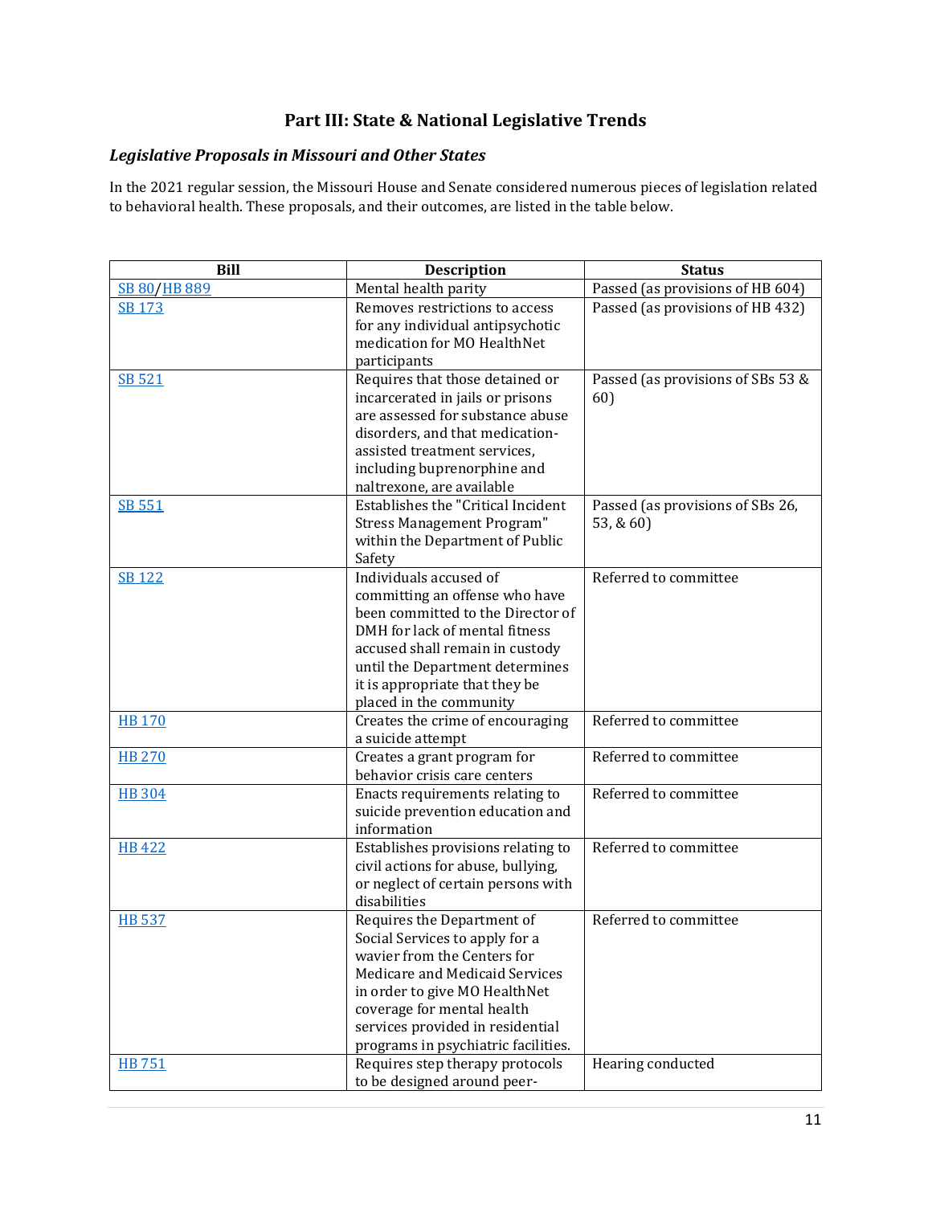## Part III: State & National Legislative Trends

### *Legislative Proposals in Missouri and Other States*

In the 2021 regular session, the Missouri House and Senate considered numerous pieces of legislation related to behavioral health. These proposals, and their outcomes, are listed in the table below.

| Bill | Description | Status |
|---|---|---|
| SB 80/HB 889 | Mental health parity | Passed (as provisions of HB 604) |
| SB 173 | Removes restrictions to access for any individual antipsychotic medication for MO HealthNet participants | Passed (as provisions of HB 432) |
| SB 521 | Requires that those detained or incarcerated in jails or prisons are assessed for substance abuse disorders, and that medication-assisted treatment services, including buprenorphine and naltrexone, are available | Passed (as provisions of SBs 53 & 60) |
| SB 551 | Establishes the "Critical Incident Stress Management Program" within the Department of Public Safety | Passed (as provisions of SBs 26, 53, & 60) |
| SB 122 | Individuals accused of committing an offense who have been committed to the Director of DMH for lack of mental fitness accused shall remain in custody until the Department determines it is appropriate that they be placed in the community | Referred to committee |
| HB 170 | Creates the crime of encouraging a suicide attempt | Referred to committee |
| HB 270 | Creates a grant program for behavior crisis care centers | Referred to committee |
| HB 304 | Enacts requirements relating to suicide prevention education and information | Referred to committee |
| HB 422 | Establishes provisions relating to civil actions for abuse, bullying, or neglect of certain persons with disabilities | Referred to committee |
| HB 537 | Requires the Department of Social Services to apply for a wavier from the Centers for Medicare and Medicaid Services in order to give MO HealthNet coverage for mental health services provided in residential programs in psychiatric facilities. | Referred to committee |
| HB 751 | Requires step therapy protocols to be designed around peer- | Hearing conducted |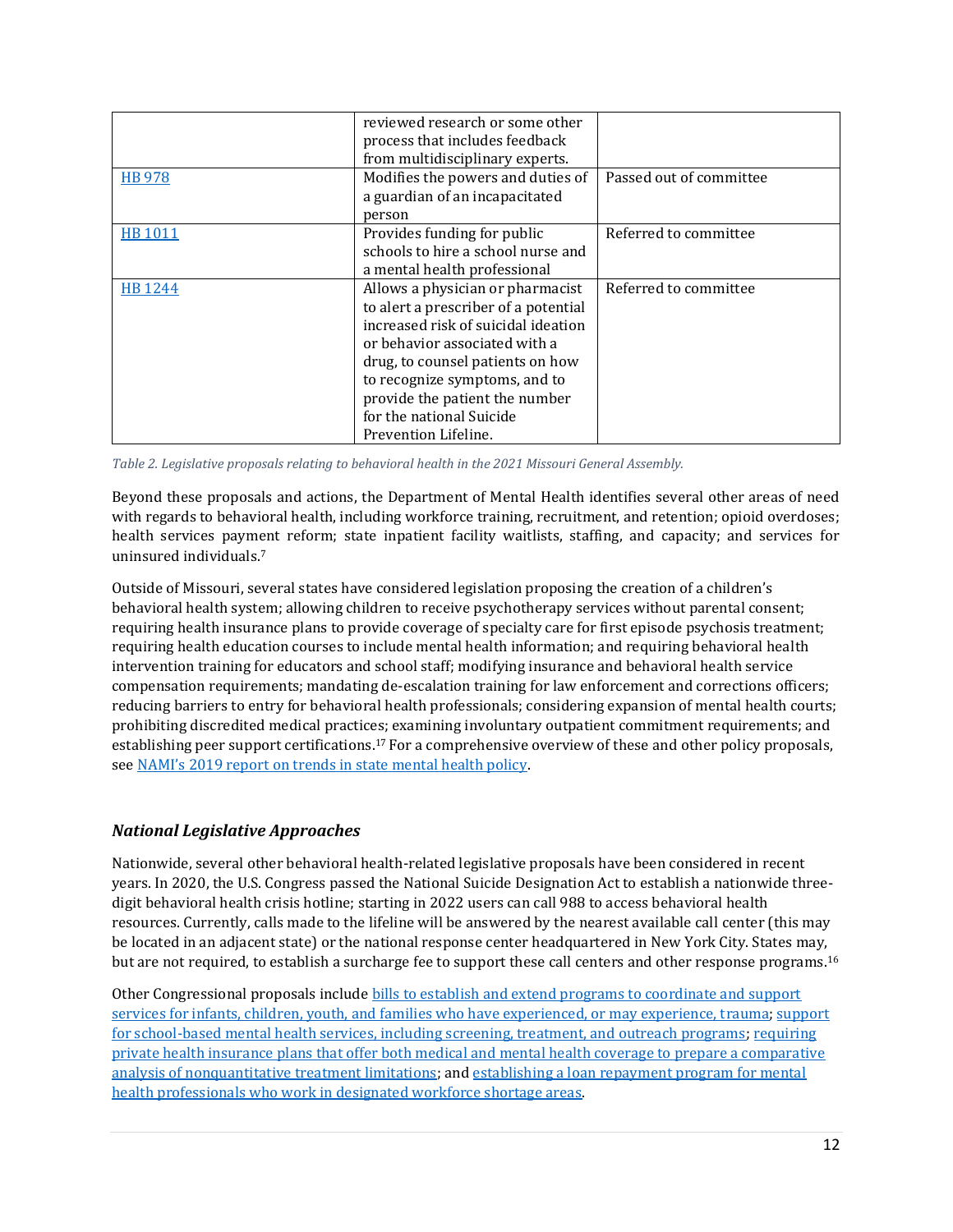| | | |
|---|---|---|
| | reviewed research or some other process that includes feedback from multidisciplinary experts. | |
| [HB 978](#) | Modifies the powers and duties of a guardian of an incapacitated person | Passed out of committee |
| [HB 1011](#) | Provides funding for public schools to hire a school nurse and a mental health professional | Referred to committee |
| [HB 1244](#) | Allows a physician or pharmacist to alert a prescriber of a potential increased risk of suicidal ideation or behavior associated with a drug, to counsel patients on how to recognize symptoms, and to provide the patient the number for the national Suicide Prevention Lifeline. | Referred to committee |

*Table 2. Legislative proposals relating to behavioral health in the 2021 Missouri General Assembly.*

Beyond these proposals and actions, the Department of Mental Health identifies several other areas of need with regards to behavioral health, including workforce training, recruitment, and retention; opioid overdoses; health services payment reform; state inpatient facility waitlists, staffing, and capacity; and services for uninsured individuals.[7]

Outside of Missouri, several states have considered legislation proposing the creation of a children's behavioral health system; allowing children to receive psychotherapy services without parental consent; requiring health insurance plans to provide coverage of specialty care for first episode psychosis treatment; requiring health education courses to include mental health information; and requiring behavioral health intervention training for educators and school staff; modifying insurance and behavioral health service compensation requirements; mandating de-escalation training for law enforcement and corrections officers; reducing barriers to entry for behavioral health professionals; considering expansion of mental health courts; prohibiting discredited medical practices; examining involuntary outpatient commitment requirements; and establishing peer support certifications.[17] For a comprehensive overview of these and other policy proposals, see [NAMI's 2019 report on trends in state mental health policy](#).

### *National Legislative Approaches*

Nationwide, several other behavioral health-related legislative proposals have been considered in recent years. In 2020, the U.S. Congress passed the National Suicide Designation Act to establish a nationwide three-digit behavioral health crisis hotline; starting in 2022 users can call 988 to access behavioral health resources. Currently, calls made to the lifeline will be answered by the nearest available call center (this may be located in an adjacent state) or the national response center headquartered in New York City. States may, but are not required, to establish a surcharge fee to support these call centers and other response programs.[16]

Other Congressional proposals include [bills to establish and extend programs to coordinate and support services for infants, children, youth, and families who have experienced, or may experience, trauma](#); [support for school-based mental health services, including screening, treatment, and outreach programs](#); [requiring private health insurance plans that offer both medical and mental health coverage to prepare a comparative analysis of nonquantitative treatment limitations](#); and [establishing a loan repayment program for mental health professionals who work in designated workforce shortage areas](#).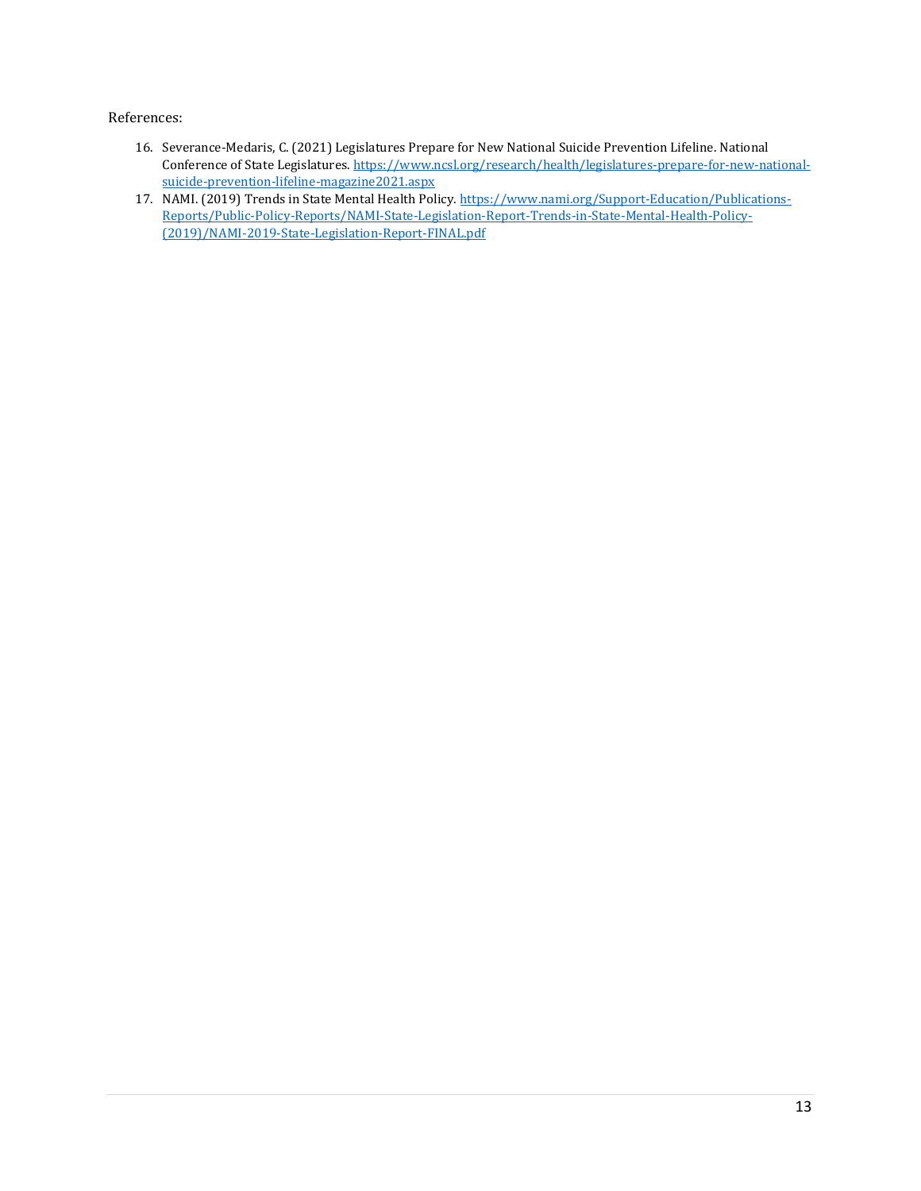References:

16. Severance-Medaris, C. (2021) Legislatures Prepare for New National Suicide Prevention Lifeline. National Conference of State Legislatures. https://www.ncsl.org/research/health/legislatures-prepare-for-new-national-suicide-prevention-lifeline-magazine2021.aspx
17. NAMI. (2019) Trends in State Mental Health Policy. https://www.nami.org/Support-Education/Publications-Reports/Public-Policy-Reports/NAMI-State-Legislation-Report-Trends-in-State-Mental-Health-Policy-(2019)/NAMI-2019-State-Legislation-Report-FINAL.pdf